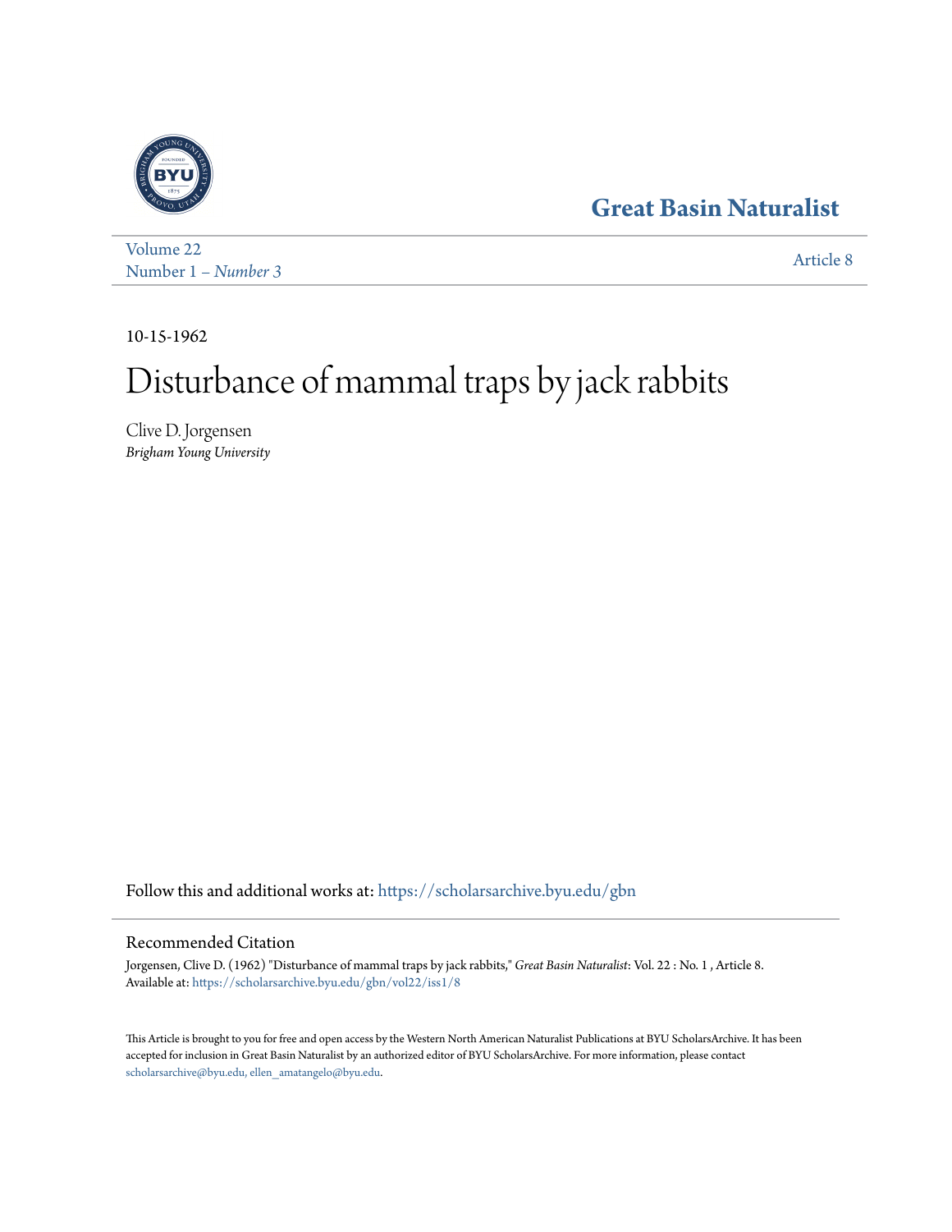Great Basin Naturalist

Volume 22
Number 1 – *Number 3*

Article 8

10-15-1962

# Disturbance of mammal traps by jack rabbits

Clive D. Jorgensen
*Brigham Young University*

Follow this and additional works at: https://scholarsarchive.byu.edu/gbn

## Recommended Citation

Jorgensen, Clive D. (1962) "Disturbance of mammal traps by jack rabbits," *Great Basin Naturalist*: Vol. 22 : No. 1 , Article 8.
Available at: https://scholarsarchive.byu.edu/gbn/vol22/iss1/8

This Article is brought to you for free and open access by the Western North American Naturalist Publications at BYU ScholarsArchive. It has been accepted for inclusion in Great Basin Naturalist by an authorized editor of BYU ScholarsArchive. For more information, please contact scholarsarchive@byu.edu, ellen_amatangelo@byu.edu.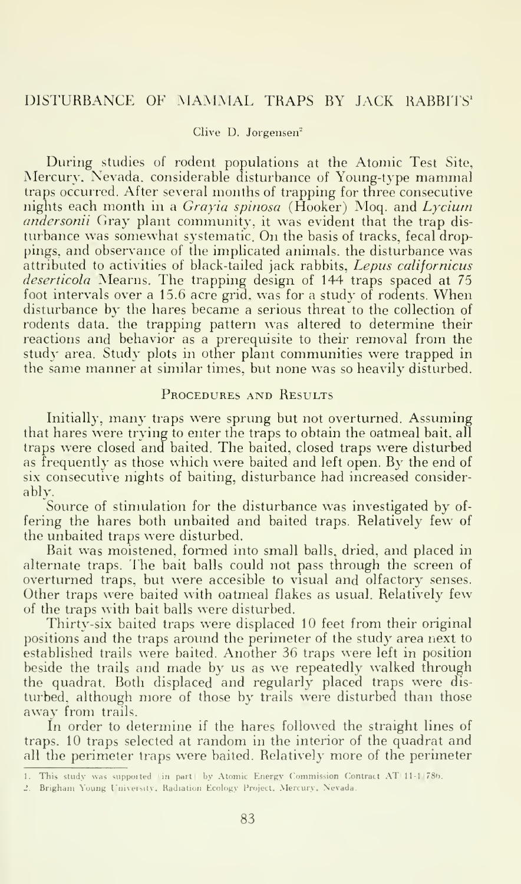## DISTURBANCE OF MAMMAL TRAPS BY JACK RABBITS[1]

Clive D. Jorgensen[2]

During studies of rodent populations at the Atomic Test Site, Mercury, Nevada, considerable disturbance of Young-type mammal traps occurred. After several months of trapping for three consecutive nights each month in a *Grayia spinosa* (Hooker) Moq. and *Lycium andersonii* Gray plant community, it was evident that the trap disturbance was somewhat systematic. On the basis of tracks, fecal droppings, and observance of the implicated animals, the disturbance was attributed to activities of black-tailed jack rabbits, *Lepus californicus deserticola* Mearns. The trapping design of 144 traps spaced at 75 foot intervals over a 15.6 acre grid, was for a study of rodents. When disturbance by the hares became a serious threat to the collection of rodents data, the trapping pattern was altered to determine their reactions and behavior as a prerequisite to their removal from the study area. Study plots in other plant communities were trapped in the same manner at similar times, but none was so heavily disturbed.

### Procedures and Results

Initially, many traps were sprung but not overturned. Assuming that hares were trying to enter the traps to obtain the oatmeal bait, all traps were closed and baited. The baited, closed traps were disturbed as frequently as those which were baited and left open. By the end of six consecutive nights of baiting, disturbance had increased considerably.

Source of stimulation for the disturbance was investigated by offering the hares both unbaited and baited traps. Relatively few of the unbaited traps were disturbed.

Bait was moistened, formed into small balls, dried, and placed in alternate traps. The bait balls could not pass through the screen of overturned traps, but were accesible to visual and olfactory senses. Other traps were baited with oatmeal flakes as usual. Relatively few of the traps with bait balls were disturbed.

Thirty-six baited traps were displaced 10 feet from their original positions and the traps around the perimeter of the study area next to established trails were baited. Another 36 traps were left in position beside the trails and made by us as we repeatedly walked through the quadrat. Both displaced and regularly placed traps were disturbed, although more of those by trails were disturbed than those away from trails.

In order to determine if the hares followed the straight lines of traps, 10 traps selected at random in the interior of the quadrat and all the perimeter traps were baited. Relatively more of the perimeter

1. This study was supported (in part) by Atomic Energy Commission Contract AT(11-1)786.
2. Brigham Young University, Radiation Ecology Project, Mercury, Nevada.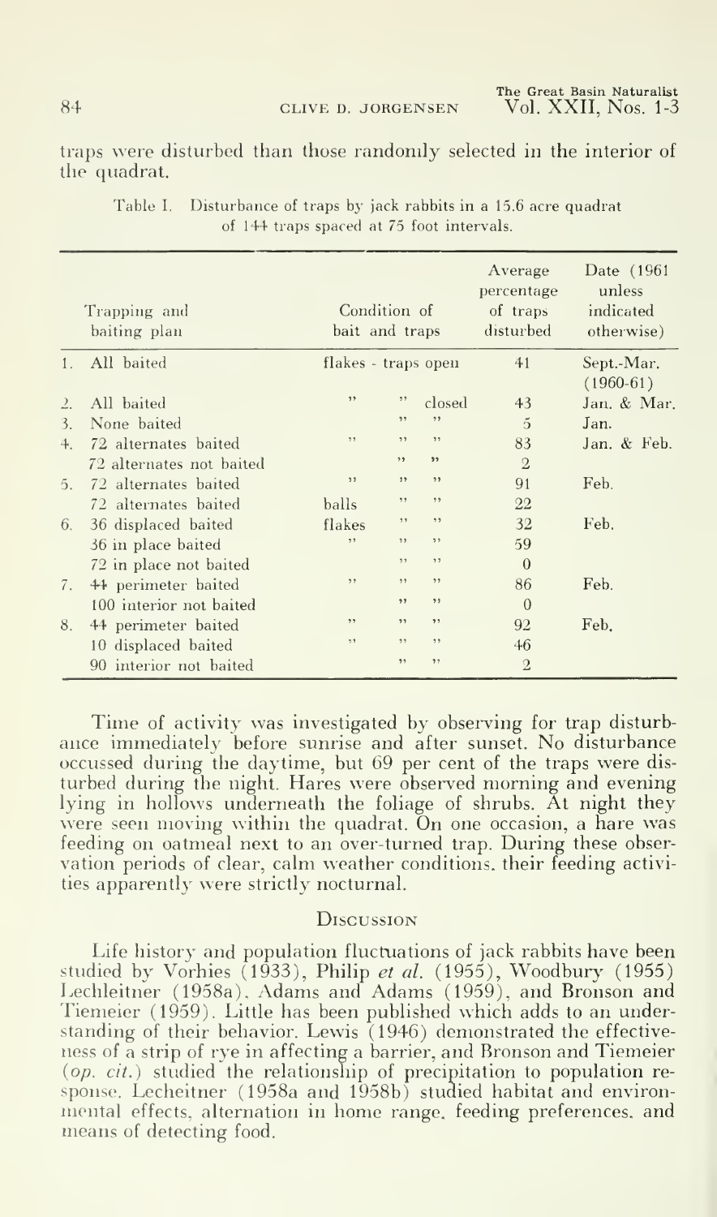traps were disturbed than those randomly selected in the interior of the quadrat.

Table I. Disturbance of traps by jack rabbits in a 15.6 acre quadrat of 144 traps spaced at 75 foot intervals.

| Trapping and baiting plan | Condition of bait and traps | Average percentage of traps disturbed | Date (1961 unless indicated otherwise) |
|---|---|---|---|
| 1. All baited | flakes - traps open | 41 | Sept.-Mar. (1960-61) |
| 2. All baited | " " closed | 43 | Jan. & Mar. |
| 3. None baited | " " | 5 | Jan. |
| 4. 72 alternates baited | " " " | 83 | Jan. & Feb. |
| 72 alternates not baited | " " | 2 | |
| 5. 72 alternates baited | " " " | 91 | Feb. |
| 72 alternates baited | balls " " | 22 | |
| 6. 36 displaced baited | flakes " " | 32 | Feb. |
| 36 in place baited | " " " | 59 | |
| 72 in place not baited | " " | 0 | |
| 7. 44 perimeter baited | " " " | 86 | Feb. |
| 100 interior not baited | " " | 0 | |
| 8. 44 perimeter baited | " " " | 92 | Feb. |
| 10 displaced baited | " " " | 46 | |
| 90 interior not baited | " " | 2 | |

Time of activity was investigated by observing for trap disturbance immediately before sunrise and after sunset. No disturbance occussed during the daytime, but 69 per cent of the traps were disturbed during the night. Hares were observed morning and evening lying in hollows underneath the foliage of shrubs. At night they were seen moving within the quadrat. On one occasion, a hare was feeding on oatmeal next to an over-turned trap. During these observation periods of clear, calm weather conditions, their feeding activities apparently were strictly nocturnal.

## Discussion

Life history and population fluctuations of jack rabbits have been studied by Vorhies (1933), Philip *et al.* (1955), Woodbury (1955) Lechleitner (1958a), Adams and Adams (1959), and Bronson and Tiemeier (1959). Little has been published which adds to an understanding of their behavior. Lewis (1946) demonstrated the effectiveness of a strip of rye in affecting a barrier, and Bronson and Tiemeier (*op. cit.*) studied the relationship of precipitation to population response. Lecheitner (1958a and 1958b) studied habitat and environmental effects, alternation in home range, feeding preferences, and means of detecting food.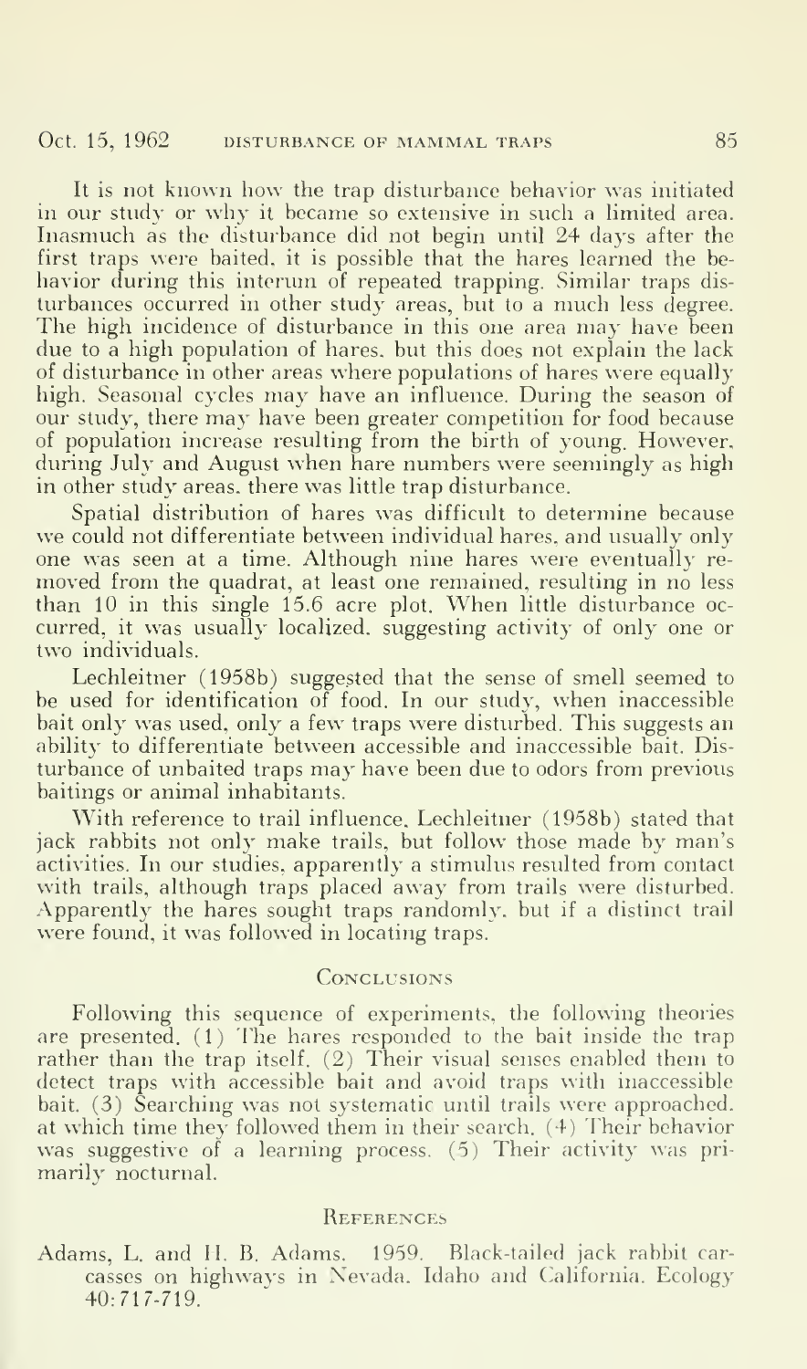It is not known how the trap disturbance behavior was initiated in our study or why it became so extensive in such a limited area. Inasmuch as the disturbance did not begin until 24 days after the first traps were baited, it is possible that the hares learned the behavior during this interum of repeated trapping. Similar traps disturbances occurred in other study areas, but to a much less degree. The high incidence of disturbance in this one area may have been due to a high population of hares, but this does not explain the lack of disturbance in other areas where populations of hares were equally high. Seasonal cycles may have an influence. During the season of our study, there may have been greater competition for food because of population increase resulting from the birth of young. However, during July and August when hare numbers were seemingly as high in other study areas, there was little trap disturbance.

Spatial distribution of hares was difficult to determine because we could not differentiate between individual hares, and usually only one was seen at a time. Although nine hares were eventually removed from the quadrat, at least one remained, resulting in no less than 10 in this single 15.6 acre plot. When little disturbance occurred, it was usually localized, suggesting activity of only one or two individuals.

Lechleitner (1958b) suggested that the sense of smell seemed to be used for identification of food. In our study, when inaccessible bait only was used, only a few traps were disturbed. This suggests an ability to differentiate between accessible and inaccessible bait. Disturbance of unbaited traps may have been due to odors from previous baitings or animal inhabitants.

With reference to trail influence, Lechleitner (1958b) stated that jack rabbits not only make trails, but follow those made by man's activities. In our studies, apparently a stimulus resulted from contact with trails, although traps placed away from trails were disturbed. Apparently the hares sought traps randomly, but if a distinct trail were found, it was followed in locating traps.

## Conclusions

Following this sequence of experiments, the following theories are presented. (1) The hares responded to the bait inside the trap rather than the trap itself. (2) Their visual senses enabled them to detect traps with accessible bait and avoid traps with inaccessible bait. (3) Searching was not systematic until trails were approached, at which time they followed them in their search. (4) Their behavior was suggestive of a learning process. (5) Their activity was primarily nocturnal.

## References

Adams, L. and H. B. Adams. 1959. Black-tailed jack rabbit carcasses on highways in Nevada, Idaho and California. Ecology 40:717-719.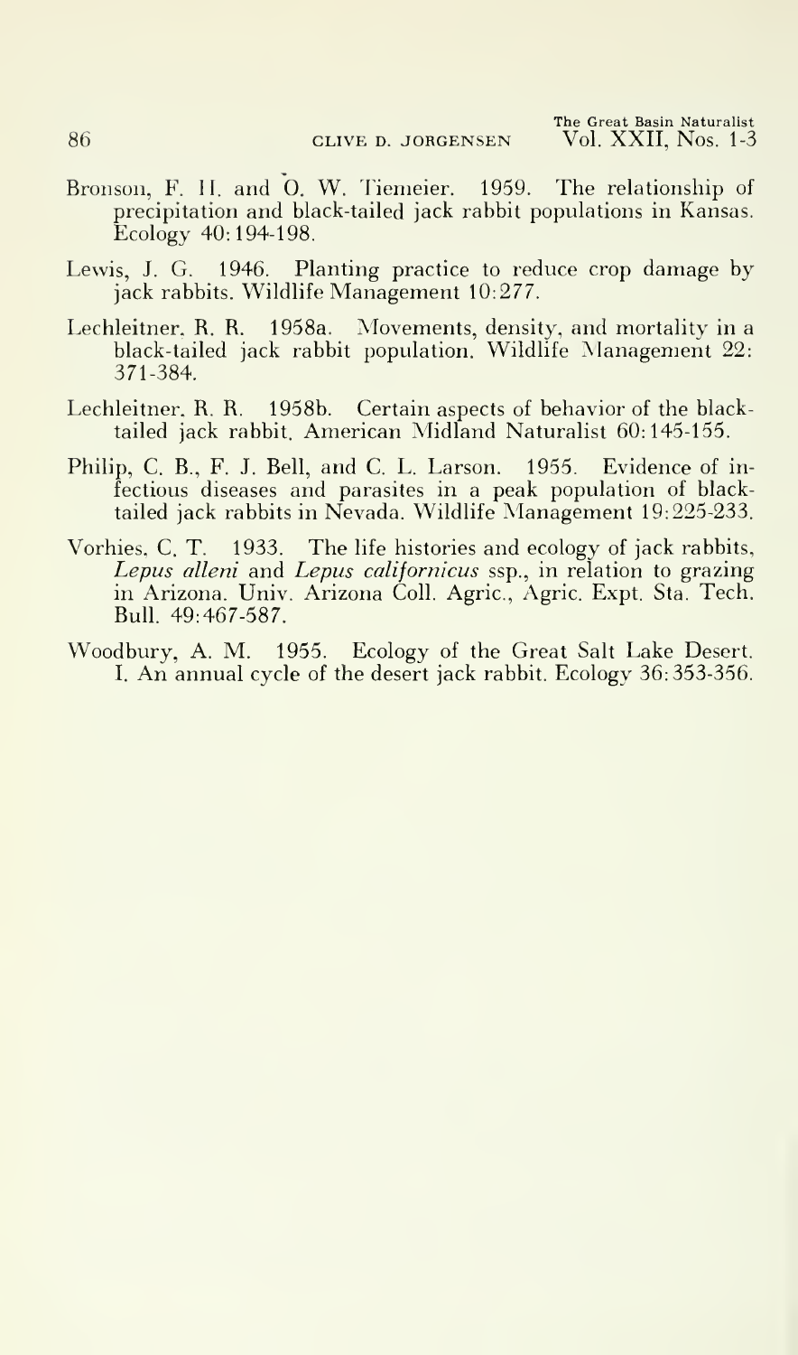Bronson, F. H. and O. W. Tiemeier. 1959. The relationship of precipitation and black-tailed jack rabbit populations in Kansas. Ecology 40:194-198.

Lewis, J. G. 1946. Planting practice to reduce crop damage by jack rabbits. Wildlife Management 10:277.

Lechleitner, R. R. 1958a. Movements, density, and mortality in a black-tailed jack rabbit population. Wildlife Management 22: 371-384.

Lechleitner, R. R. 1958b. Certain aspects of behavior of the black-tailed jack rabbit. American Midland Naturalist 60:145-155.

Philip, C. B., F. J. Bell, and C. L. Larson. 1955. Evidence of infectious diseases and parasites in a peak population of black-tailed jack rabbits in Nevada. Wildlife Management 19:225-233.

Vorhies, C. T. 1933. The life histories and ecology of jack rabbits, *Lepus alleni* and *Lepus californicus* ssp., in relation to grazing in Arizona. Univ. Arizona Coll. Agric., Agric. Expt. Sta. Tech. Bull. 49:467-587.

Woodbury, A. M. 1955. Ecology of the Great Salt Lake Desert. I. An annual cycle of the desert jack rabbit. Ecology 36:353-356.